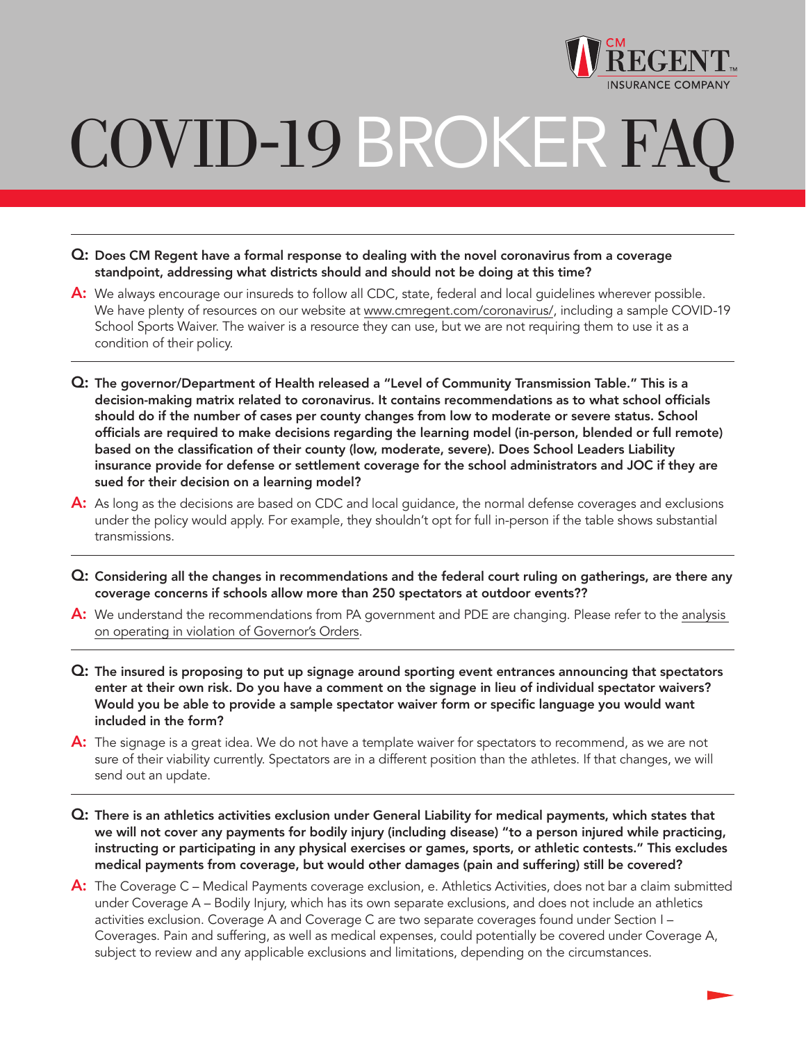CM REGENT INSURANCE COMPANY

# COVID-19 BROKER FAQ

---

**Q: Does CM Regent have a formal response to dealing with the novel coronavirus from a coverage standpoint, addressing what districts should and should not be doing at this time?**

**A:** We always encourage our insureds to follow all CDC, state, federal and local guidelines wherever possible. We have plenty of resources on our website at www.cmregent.com/coronavirus/, including a sample COVID-19 School Sports Waiver. The waiver is a resource they can use, but we are not requiring them to use it as a condition of their policy.

---

**Q: The governor/Department of Health released a "Level of Community Transmission Table." This is a decision-making matrix related to coronavirus. It contains recommendations as to what school officials should do if the number of cases per county changes from low to moderate or severe status. School officials are required to make decisions regarding the learning model (in-person, blended or full remote) based on the classification of their county (low, moderate, severe). Does School Leaders Liability insurance provide for defense or settlement coverage for the school administrators and JOC if they are sued for their decision on a learning model?**

**A:** As long as the decisions are based on CDC and local guidance, the normal defense coverages and exclusions under the policy would apply. For example, they shouldn't opt for full in-person if the table shows substantial transmissions.

---

**Q: Considering all the changes in recommendations and the federal court ruling on gatherings, are there any coverage concerns if schools allow more than 250 spectators at outdoor events??**

**A:** We understand the recommendations from PA government and PDE are changing. Please refer to the analysis on operating in violation of Governor's Orders.

---

**Q: The insured is proposing to put up signage around sporting event entrances announcing that spectators enter at their own risk. Do you have a comment on the signage in lieu of individual spectator waivers? Would you be able to provide a sample spectator waiver form or specific language you would want included in the form?**

**A:** The signage is a great idea. We do not have a template waiver for spectators to recommend, as we are not sure of their viability currently. Spectators are in a different position than the athletes. If that changes, we will send out an update.

---

**Q: There is an athletics activities exclusion under General Liability for medical payments, which states that we will not cover any payments for bodily injury (including disease) "to a person injured while practicing, instructing or participating in any physical exercises or games, sports, or athletic contests." This excludes medical payments from coverage, but would other damages (pain and suffering) still be covered?**

**A:** The Coverage C – Medical Payments coverage exclusion, e. Athletics Activities, does not bar a claim submitted under Coverage A – Bodily Injury, which has its own separate exclusions, and does not include an athletics activities exclusion. Coverage A and Coverage C are two separate coverages found under Section I – Coverages. Pain and suffering, as well as medical expenses, could potentially be covered under Coverage A, subject to review and any applicable exclusions and limitations, depending on the circumstances.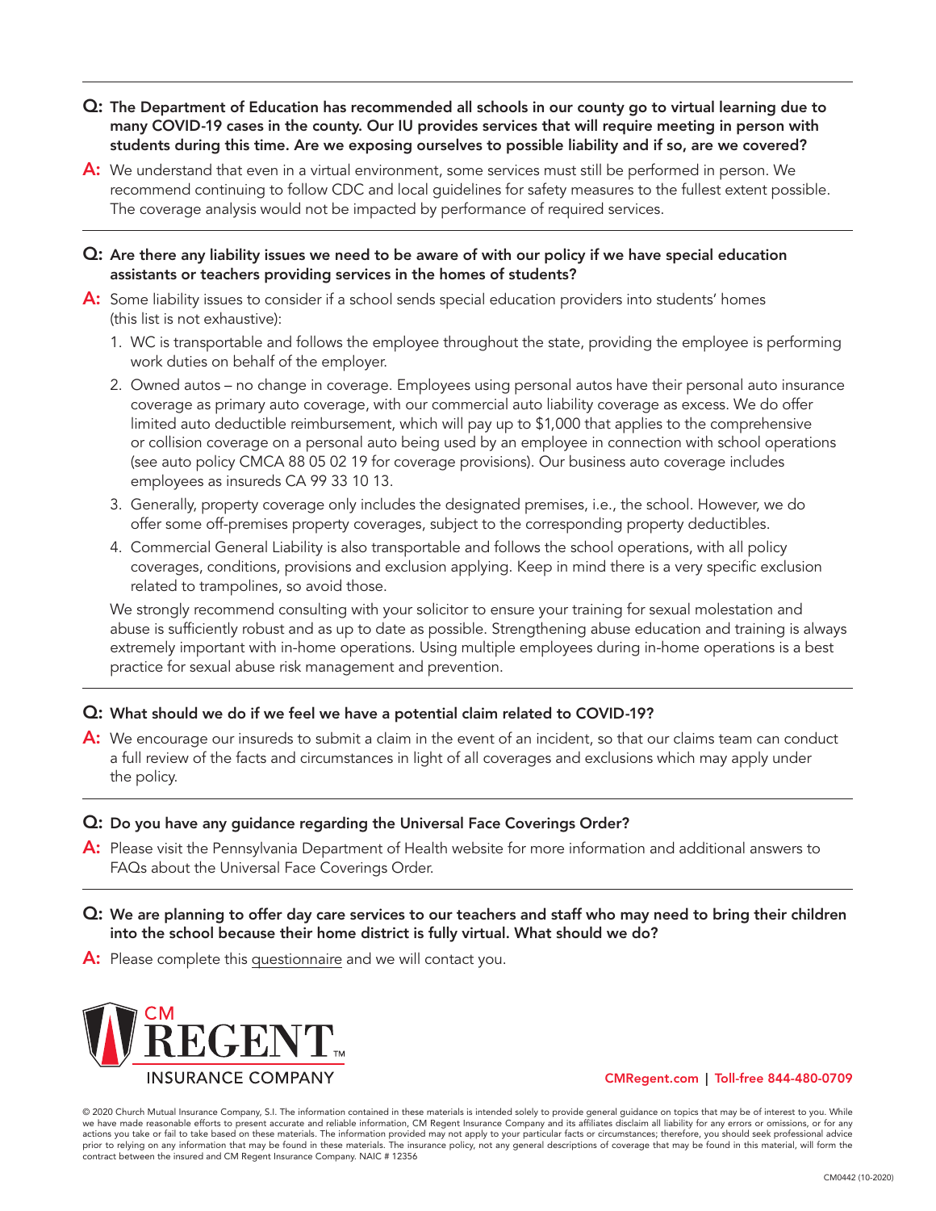**Q: The Department of Education has recommended all schools in our county go to virtual learning due to many COVID-19 cases in the county. Our IU provides services that will require meeting in person with students during this time. Are we exposing ourselves to possible liability and if so, are we covered?**

**A:** We understand that even in a virtual environment, some services must still be performed in person. We recommend continuing to follow CDC and local guidelines for safety measures to the fullest extent possible. The coverage analysis would not be impacted by performance of required services.

---

**Q: Are there any liability issues we need to be aware of with our policy if we have special education assistants or teachers providing services in the homes of students?**

**A:** Some liability issues to consider if a school sends special education providers into students' homes (this list is not exhaustive):

1. WC is transportable and follows the employee throughout the state, providing the employee is performing work duties on behalf of the employer.
2. Owned autos – no change in coverage. Employees using personal autos have their personal auto insurance coverage as primary auto coverage, with our commercial auto liability coverage as excess. We do offer limited auto deductible reimbursement, which will pay up to $1,000 that applies to the comprehensive or collision coverage on a personal auto being used by an employee in connection with school operations (see auto policy CMCA 88 05 02 19 for coverage provisions). Our business auto coverage includes employees as insureds CA 99 33 10 13.
3. Generally, property coverage only includes the designated premises, i.e., the school. However, we do offer some off-premises property coverages, subject to the corresponding property deductibles.
4. Commercial General Liability is also transportable and follows the school operations, with all policy coverages, conditions, provisions and exclusion applying. Keep in mind there is a very specific exclusion related to trampolines, so avoid those.

We strongly recommend consulting with your solicitor to ensure your training for sexual molestation and abuse is sufficiently robust and as up to date as possible. Strengthening abuse education and training is always extremely important with in-home operations. Using multiple employees during in-home operations is a best practice for sexual abuse risk management and prevention.

---

**Q: What should we do if we feel we have a potential claim related to COVID-19?**

**A:** We encourage our insureds to submit a claim in the event of an incident, so that our claims team can conduct a full review of the facts and circumstances in light of all coverages and exclusions which may apply under the policy.

---

**Q: Do you have any guidance regarding the Universal Face Coverings Order?**

**A:** Please visit the Pennsylvania Department of Health website for more information and additional answers to FAQs about the Universal Face Coverings Order.

---

**Q: We are planning to offer day care services to our teachers and staff who may need to bring their children into the school because their home district is fully virtual. What should we do?**

**A:** Please complete this questionnaire and we will contact you.

CM REGENT™ INSURANCE COMPANY

CMRegent.com | Toll-free 844-480-0709

© 2020 Church Mutual Insurance Company, S.I. The information contained in these materials is intended solely to provide general guidance on topics that may be of interest to you. While we have made reasonable efforts to present accurate and reliable information, CM Regent Insurance Company and its affiliates disclaim all liability for any errors or omissions, or for any actions you take or fail to take based on these materials. The information provided may not apply to your particular facts or circumstances; therefore, you should seek professional advice prior to relying on any information that may be found in these materials. The insurance policy, not any general descriptions of coverage that may be found in this material, will form the contract between the insured and CM Regent Insurance Company. NAIC # 12356

CM0442 (10-2020)